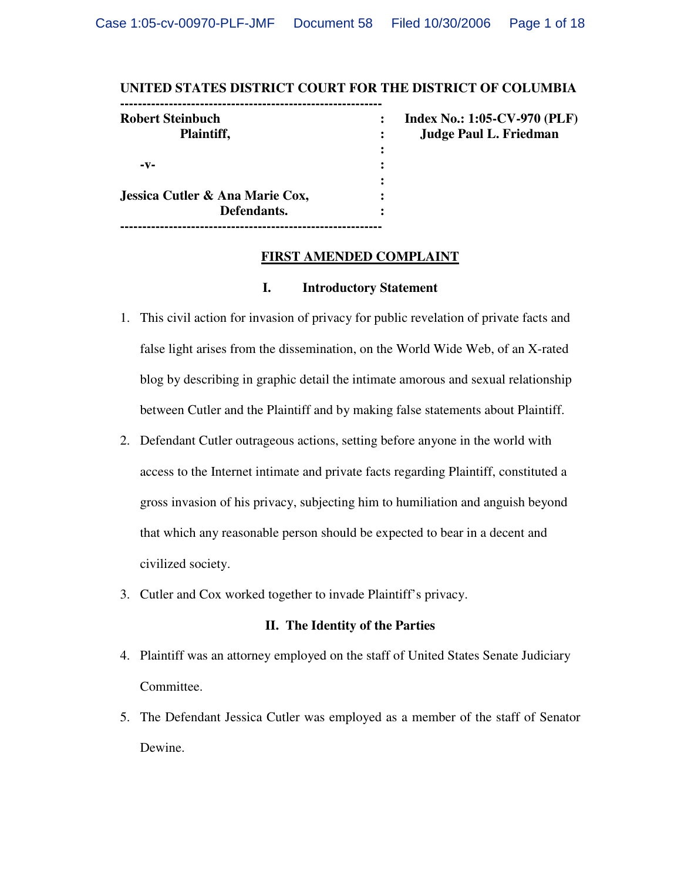**UNITED STATES DISTRICT COURT FOR THE DISTRICT OF COLUMBIA**

| | | |
|---|---|---|
| **Robert Steinbuch** | : | **Index No.: 1:05-CV-970 (PLF)** |
| **Plaintiff,** | : | **Judge Paul L. Friedman** |
| | : | |
| **-v-** | : | |
| | : | |
| **Jessica Cutler & Ana Marie Cox,** | : | |
| **Defendants.** | : | |

## FIRST AMENDED COMPLAINT

### I. Introductory Statement

1. This civil action for invasion of privacy for public revelation of private facts and false light arises from the dissemination, on the World Wide Web, of an X-rated blog by describing in graphic detail the intimate amorous and sexual relationship between Cutler and the Plaintiff and by making false statements about Plaintiff.
2. Defendant Cutler outrageous actions, setting before anyone in the world with access to the Internet intimate and private facts regarding Plaintiff, constituted a gross invasion of his privacy, subjecting him to humiliation and anguish beyond that which any reasonable person should be expected to bear in a decent and civilized society.
3. Cutler and Cox worked together to invade Plaintiff's privacy.

### II. The Identity of the Parties

4. Plaintiff was an attorney employed on the staff of United States Senate Judiciary Committee.
5. The Defendant Jessica Cutler was employed as a member of the staff of Senator Dewine.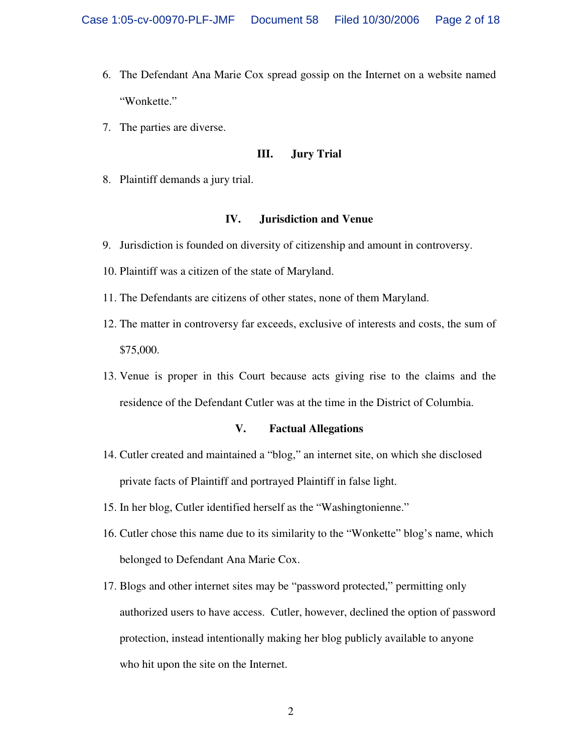6. The Defendant Ana Marie Cox spread gossip on the Internet on a website named "Wonkette."

7. The parties are diverse.

### III. Jury Trial

8. Plaintiff demands a jury trial.

### IV. Jurisdiction and Venue

9. Jurisdiction is founded on diversity of citizenship and amount in controversy.

10. Plaintiff was a citizen of the state of Maryland.

11. The Defendants are citizens of other states, none of them Maryland.

12. The matter in controversy far exceeds, exclusive of interests and costs, the sum of $75,000.

13. Venue is proper in this Court because acts giving rise to the claims and the residence of the Defendant Cutler was at the time in the District of Columbia.

### V. Factual Allegations

14. Cutler created and maintained a "blog," an internet site, on which she disclosed private facts of Plaintiff and portrayed Plaintiff in false light.

15. In her blog, Cutler identified herself as the "Washingtonienne."

16. Cutler chose this name due to its similarity to the "Wonkette" blog's name, which belonged to Defendant Ana Marie Cox.

17. Blogs and other internet sites may be "password protected," permitting only authorized users to have access. Cutler, however, declined the option of password protection, instead intentionally making her blog publicly available to anyone who hit upon the site on the Internet.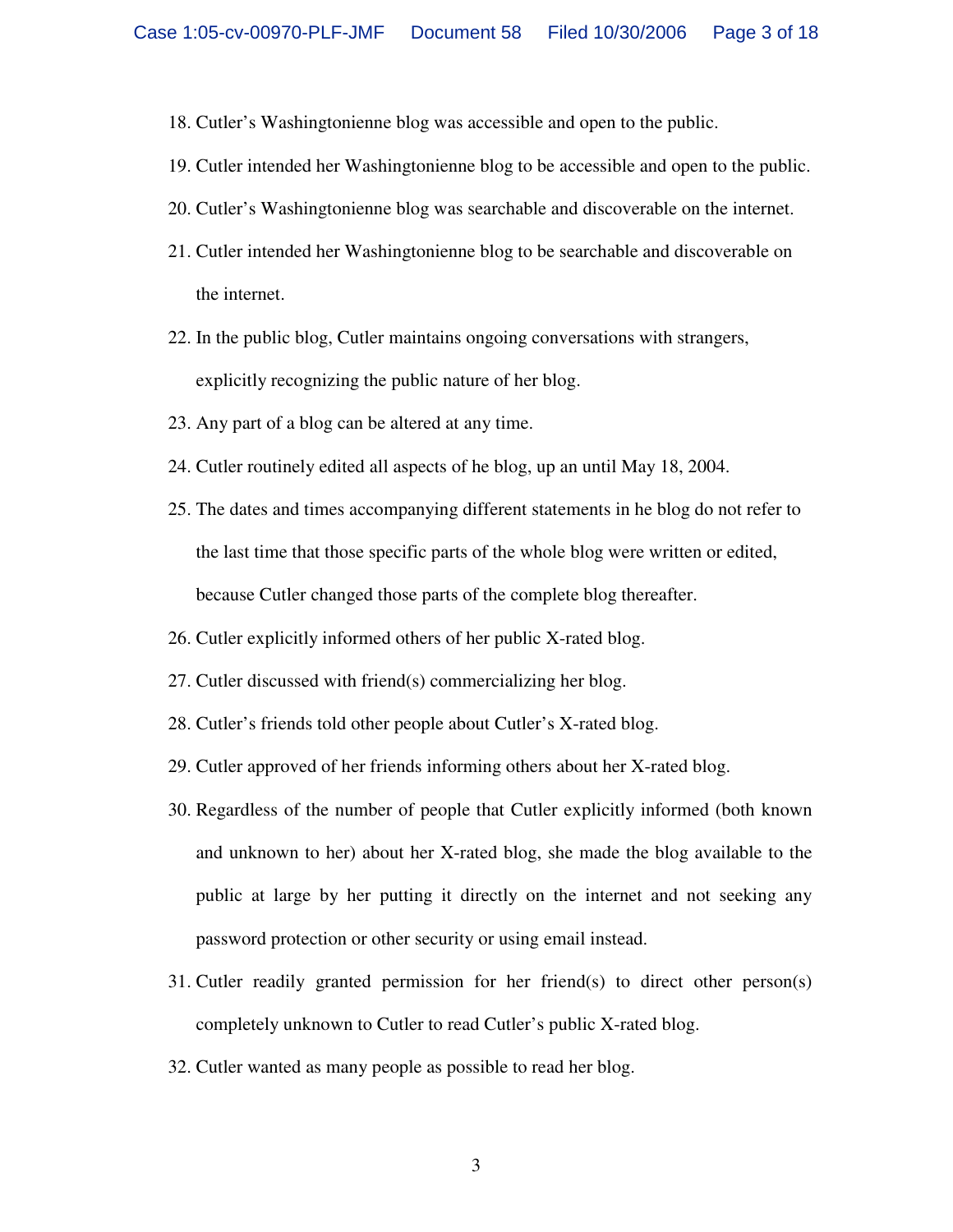18. Cutler's Washingtonienne blog was accessible and open to the public.
19. Cutler intended her Washingtonienne blog to be accessible and open to the public.
20. Cutler's Washingtonienne blog was searchable and discoverable on the internet.
21. Cutler intended her Washingtonienne blog to be searchable and discoverable on the internet.
22. In the public blog, Cutler maintains ongoing conversations with strangers, explicitly recognizing the public nature of her blog.
23. Any part of a blog can be altered at any time.
24. Cutler routinely edited all aspects of he blog, up an until May 18, 2004.
25. The dates and times accompanying different statements in he blog do not refer to the last time that those specific parts of the whole blog were written or edited, because Cutler changed those parts of the complete blog thereafter.
26. Cutler explicitly informed others of her public X-rated blog.
27. Cutler discussed with friend(s) commercializing her blog.
28. Cutler's friends told other people about Cutler's X-rated blog.
29. Cutler approved of her friends informing others about her X-rated blog.
30. Regardless of the number of people that Cutler explicitly informed (both known and unknown to her) about her X-rated blog, she made the blog available to the public at large by her putting it directly on the internet and not seeking any password protection or other security or using email instead.
31. Cutler readily granted permission for her friend(s) to direct other person(s) completely unknown to Cutler to read Cutler's public X-rated blog.
32. Cutler wanted as many people as possible to read her blog.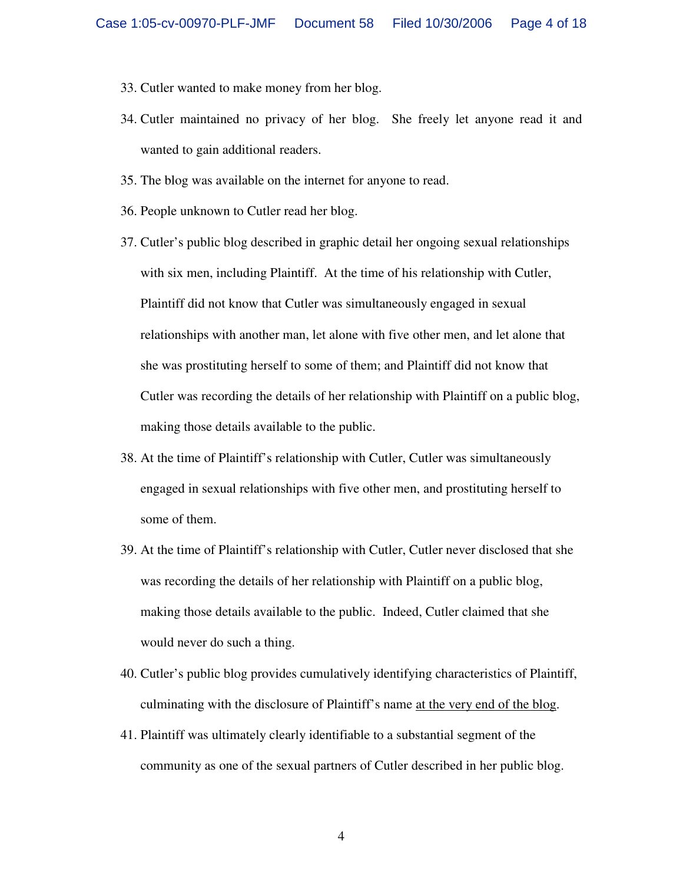33. Cutler wanted to make money from her blog.

34. Cutler maintained no privacy of her blog. She freely let anyone read it and wanted to gain additional readers.

35. The blog was available on the internet for anyone to read.

36. People unknown to Cutler read her blog.

37. Cutler's public blog described in graphic detail her ongoing sexual relationships with six men, including Plaintiff. At the time of his relationship with Cutler, Plaintiff did not know that Cutler was simultaneously engaged in sexual relationships with another man, let alone with five other men, and let alone that she was prostituting herself to some of them; and Plaintiff did not know that Cutler was recording the details of her relationship with Plaintiff on a public blog, making those details available to the public.

38. At the time of Plaintiff's relationship with Cutler, Cutler was simultaneously engaged in sexual relationships with five other men, and prostituting herself to some of them.

39. At the time of Plaintiff's relationship with Cutler, Cutler never disclosed that she was recording the details of her relationship with Plaintiff on a public blog, making those details available to the public. Indeed, Cutler claimed that she would never do such a thing.

40. Cutler's public blog provides cumulatively identifying characteristics of Plaintiff, culminating with the disclosure of Plaintiff's name <u>at the very end of the blog</u>.

41. Plaintiff was ultimately clearly identifiable to a substantial segment of the community as one of the sexual partners of Cutler described in her public blog.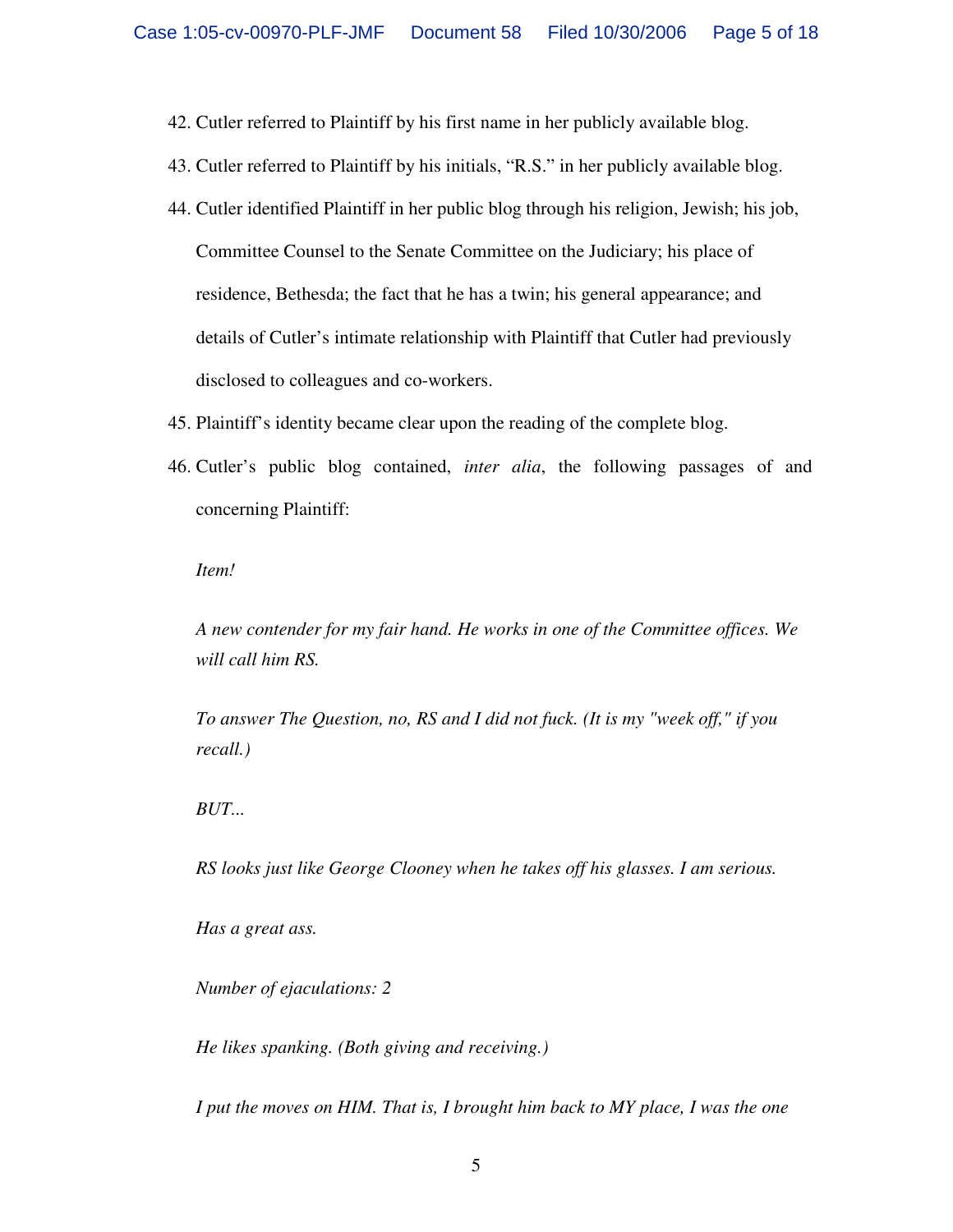42. Cutler referred to Plaintiff by his first name in her publicly available blog.

43. Cutler referred to Plaintiff by his initials, "R.S." in her publicly available blog.

44. Cutler identified Plaintiff in her public blog through his religion, Jewish; his job, Committee Counsel to the Senate Committee on the Judiciary; his place of residence, Bethesda; the fact that he has a twin; his general appearance; and details of Cutler's intimate relationship with Plaintiff that Cutler had previously disclosed to colleagues and co-workers.

45. Plaintiff's identity became clear upon the reading of the complete blog.

46. Cutler's public blog contained, *inter alia*, the following passages of and concerning Plaintiff:

*Item!*

*A new contender for my fair hand. He works in one of the Committee offices. We will call him RS.*

*To answer The Question, no, RS and I did not fuck. (It is my "week off," if you recall.)*

*BUT...*

*RS looks just like George Clooney when he takes off his glasses. I am serious.*

*Has a great ass.*

*Number of ejaculations: 2*

*He likes spanking. (Both giving and receiving.)*

*I put the moves on HIM. That is, I brought him back to MY place, I was the one*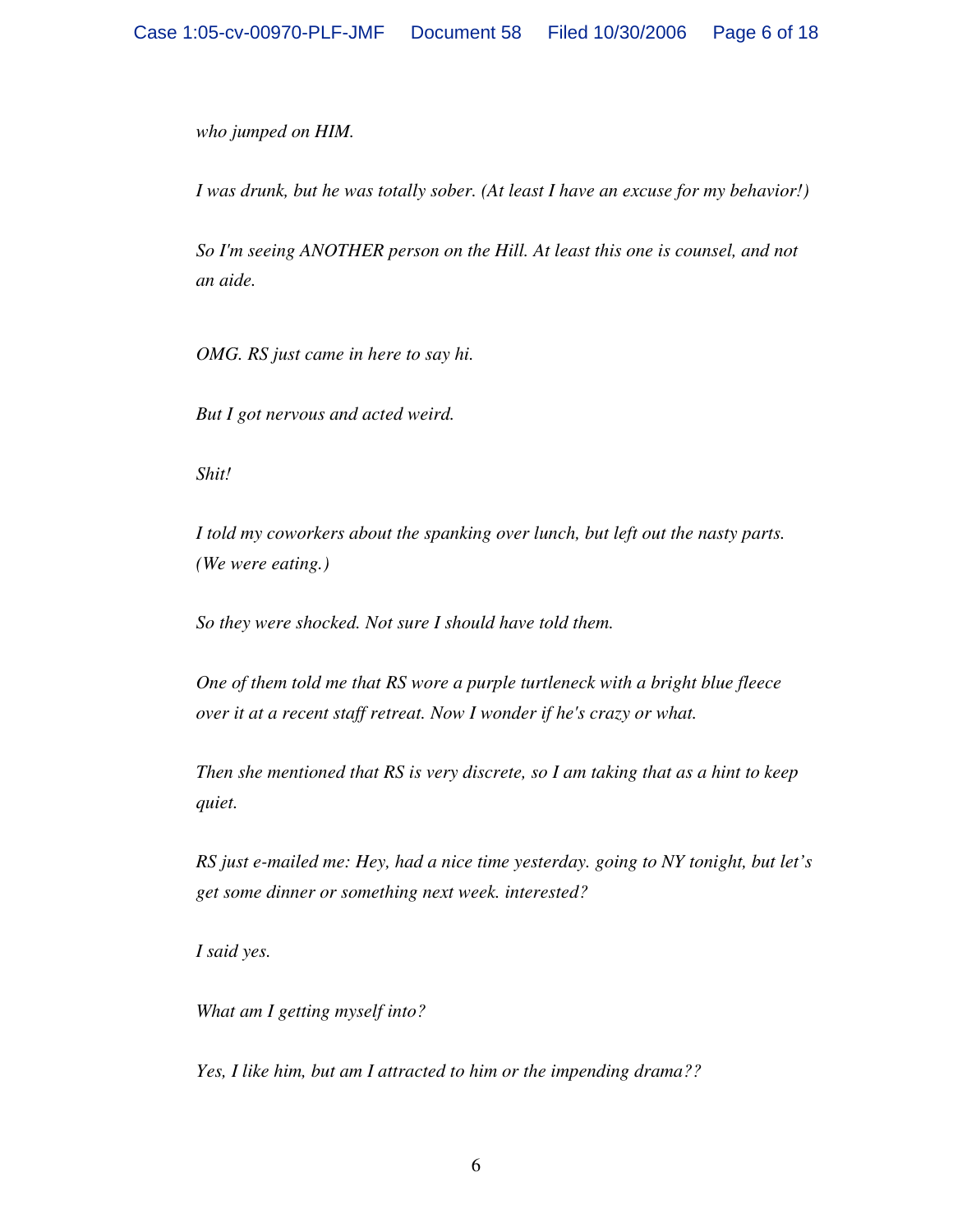*who jumped on HIM.*

*I was drunk, but he was totally sober. (At least I have an excuse for my behavior!)*

*So I'm seeing ANOTHER person on the Hill. At least this one is counsel, and not an aide.*

*OMG. RS just came in here to say hi.*

*But I got nervous and acted weird.*

*Shit!*

*I told my coworkers about the spanking over lunch, but left out the nasty parts. (We were eating.)*

*So they were shocked. Not sure I should have told them.*

*One of them told me that RS wore a purple turtleneck with a bright blue fleece over it at a recent staff retreat. Now I wonder if he's crazy or what.*

*Then she mentioned that RS is very discrete, so I am taking that as a hint to keep quiet.*

*RS just e-mailed me: Hey, had a nice time yesterday. going to NY tonight, but let's get some dinner or something next week. interested?*

*I said yes.*

*What am I getting myself into?*

*Yes, I like him, but am I attracted to him or the impending drama??*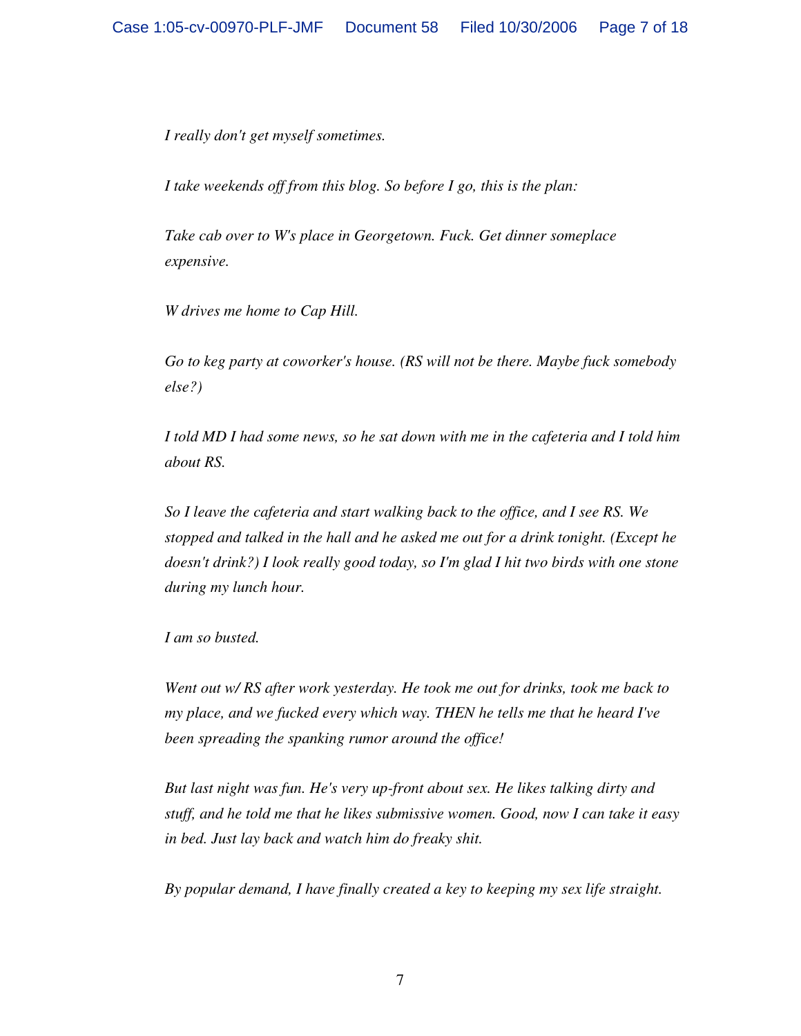*I really don't get myself sometimes.*

*I take weekends off from this blog. So before I go, this is the plan:*

*Take cab over to W's place in Georgetown. Fuck. Get dinner someplace expensive.*

*W drives me home to Cap Hill.*

*Go to keg party at coworker's house. (RS will not be there. Maybe fuck somebody else?)*

*I told MD I had some news, so he sat down with me in the cafeteria and I told him about RS.*

*So I leave the cafeteria and start walking back to the office, and I see RS. We stopped and talked in the hall and he asked me out for a drink tonight. (Except he doesn't drink?) I look really good today, so I'm glad I hit two birds with one stone during my lunch hour.*

*I am so busted.*

*Went out w/ RS after work yesterday. He took me out for drinks, took me back to my place, and we fucked every which way. THEN he tells me that he heard I've been spreading the spanking rumor around the office!*

*But last night was fun. He's very up-front about sex. He likes talking dirty and stuff, and he told me that he likes submissive women. Good, now I can take it easy in bed. Just lay back and watch him do freaky shit.*

*By popular demand, I have finally created a key to keeping my sex life straight.*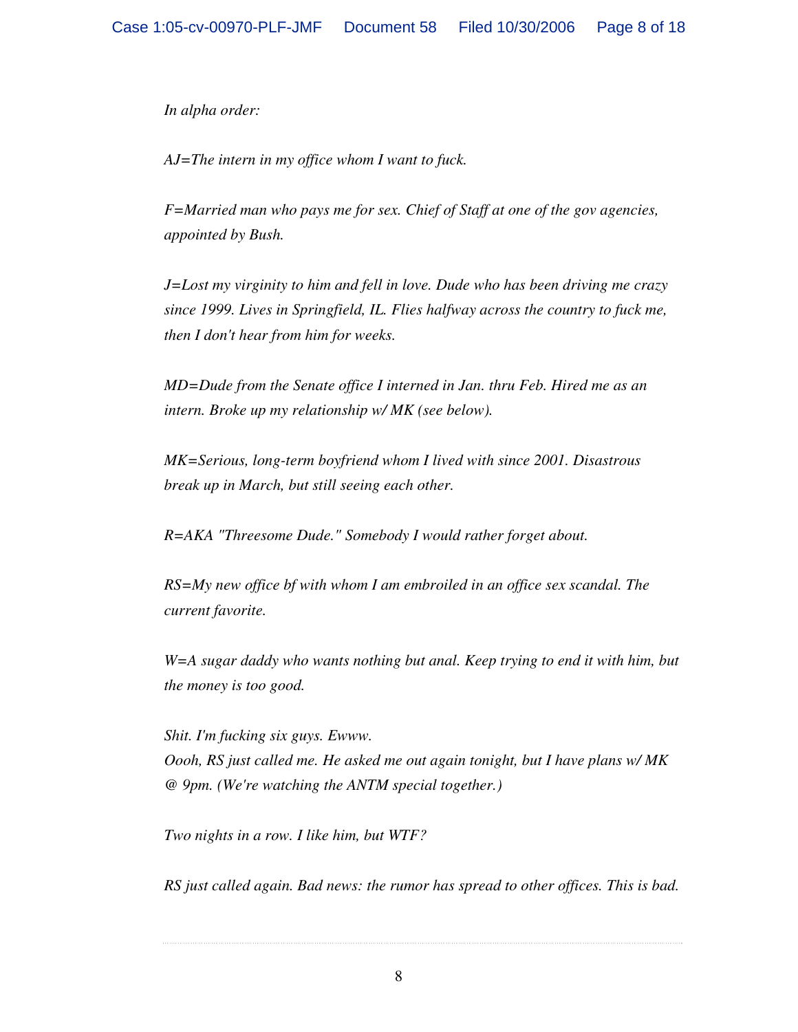*In alpha order:*

*AJ=The intern in my office whom I want to fuck.*

*F=Married man who pays me for sex. Chief of Staff at one of the gov agencies, appointed by Bush.*

*J=Lost my virginity to him and fell in love. Dude who has been driving me crazy since 1999. Lives in Springfield, IL. Flies halfway across the country to fuck me, then I don't hear from him for weeks.*

*MD=Dude from the Senate office I interned in Jan. thru Feb. Hired me as an intern. Broke up my relationship w/ MK (see below).*

*MK=Serious, long-term boyfriend whom I lived with since 2001. Disastrous break up in March, but still seeing each other.*

*R=AKA "Threesome Dude." Somebody I would rather forget about.*

*RS=My new office bf with whom I am embroiled in an office sex scandal. The current favorite.*

*W=A sugar daddy who wants nothing but anal. Keep trying to end it with him, but the money is too good.*

*Shit. I'm fucking six guys. Ewww.*
*Oooh, RS just called me. He asked me out again tonight, but I have plans w/ MK @ 9pm. (We're watching the ANTM special together.)*

*Two nights in a row. I like him, but WTF?*

*RS just called again. Bad news: the rumor has spread to other offices. This is bad.*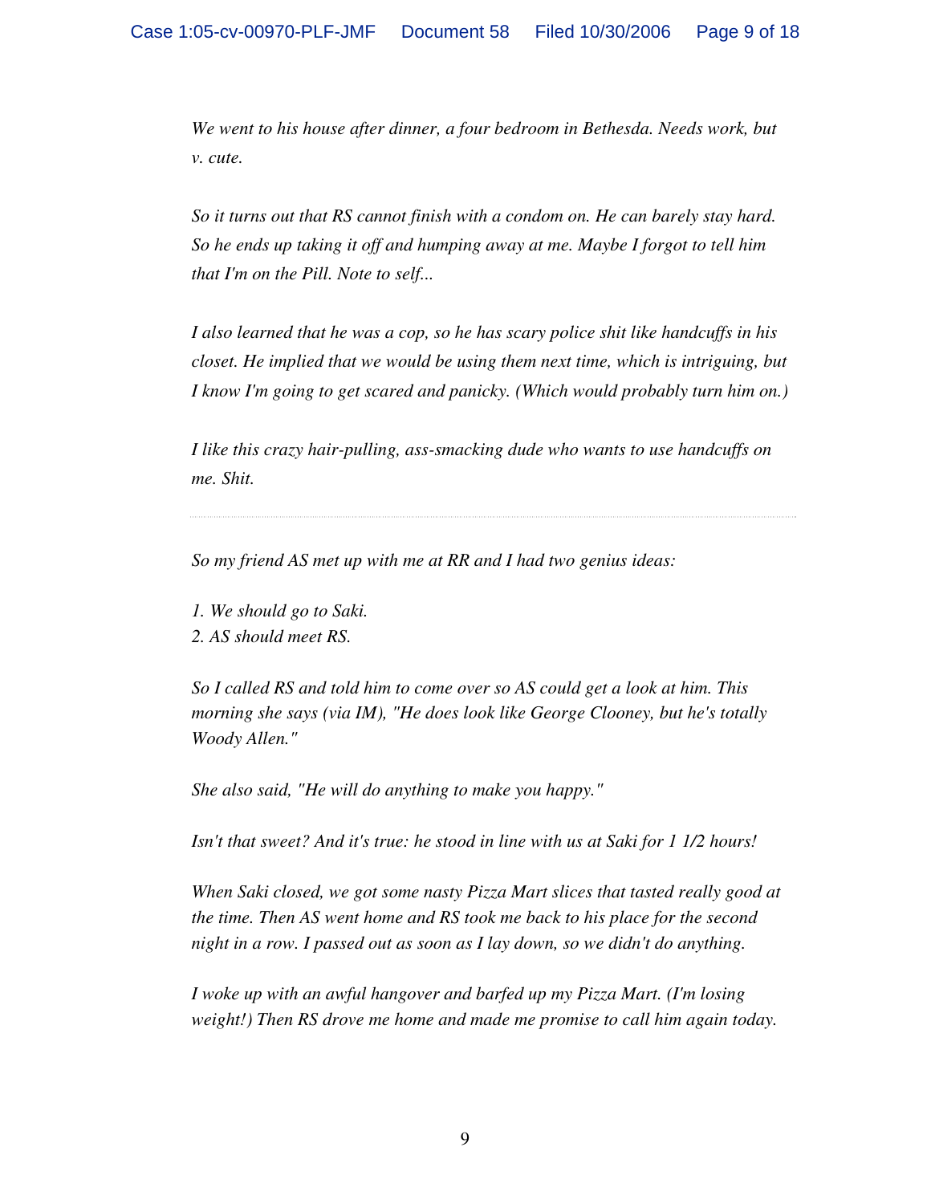*We went to his house after dinner, a four bedroom in Bethesda. Needs work, but v. cute.*

*So it turns out that RS cannot finish with a condom on. He can barely stay hard. So he ends up taking it off and humping away at me. Maybe I forgot to tell him that I'm on the Pill. Note to self...*

*I also learned that he was a cop, so he has scary police shit like handcuffs in his closet. He implied that we would be using them next time, which is intriguing, but I know I'm going to get scared and panicky. (Which would probably turn him on.)*

*I like this crazy hair-pulling, ass-smacking dude who wants to use handcuffs on me. Shit.*

---

*So my friend AS met up with me at RR and I had two genius ideas:*

*1. We should go to Saki.*
*2. AS should meet RS.*

*So I called RS and told him to come over so AS could get a look at him. This morning she says (via IM), "He does look like George Clooney, but he's totally Woody Allen."*

*She also said, "He will do anything to make you happy."*

*Isn't that sweet? And it's true: he stood in line with us at Saki for 1 1/2 hours!*

*When Saki closed, we got some nasty Pizza Mart slices that tasted really good at the time. Then AS went home and RS took me back to his place for the second night in a row. I passed out as soon as I lay down, so we didn't do anything.*

*I woke up with an awful hangover and barfed up my Pizza Mart. (I'm losing weight!) Then RS drove me home and made me promise to call him again today.*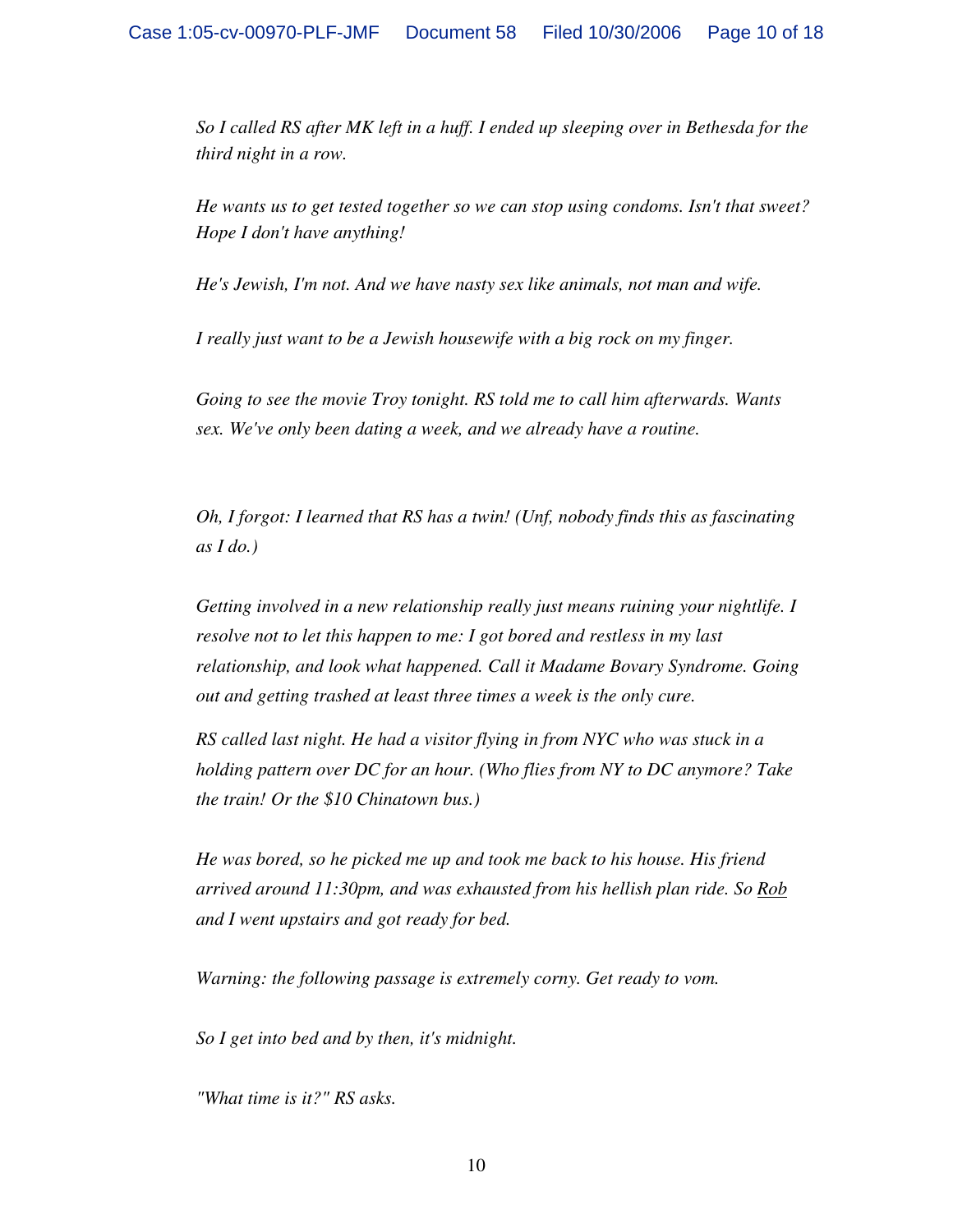*So I called RS after MK left in a huff. I ended up sleeping over in Bethesda for the third night in a row.*

*He wants us to get tested together so we can stop using condoms. Isn't that sweet? Hope I don't have anything!*

*He's Jewish, I'm not. And we have nasty sex like animals, not man and wife.*

*I really just want to be a Jewish housewife with a big rock on my finger.*

*Going to see the movie Troy tonight. RS told me to call him afterwards. Wants sex. We've only been dating a week, and we already have a routine.*

*Oh, I forgot: I learned that RS has a twin! (Unf, nobody finds this as fascinating as I do.)*

*Getting involved in a new relationship really just means ruining your nightlife. I resolve not to let this happen to me: I got bored and restless in my last relationship, and look what happened. Call it Madame Bovary Syndrome. Going out and getting trashed at least three times a week is the only cure.*

*RS called last night. He had a visitor flying in from NYC who was stuck in a holding pattern over DC for an hour. (Who flies from NY to DC anymore? Take the train! Or the $10 Chinatown bus.)*

*He was bored, so he picked me up and took me back to his house. His friend arrived around 11:30pm, and was exhausted from his hellish plan ride. So <u>Rob</u> and I went upstairs and got ready for bed.*

*Warning: the following passage is extremely corny. Get ready to vom.*

*So I get into bed and by then, it's midnight.*

*"What time is it?" RS asks.*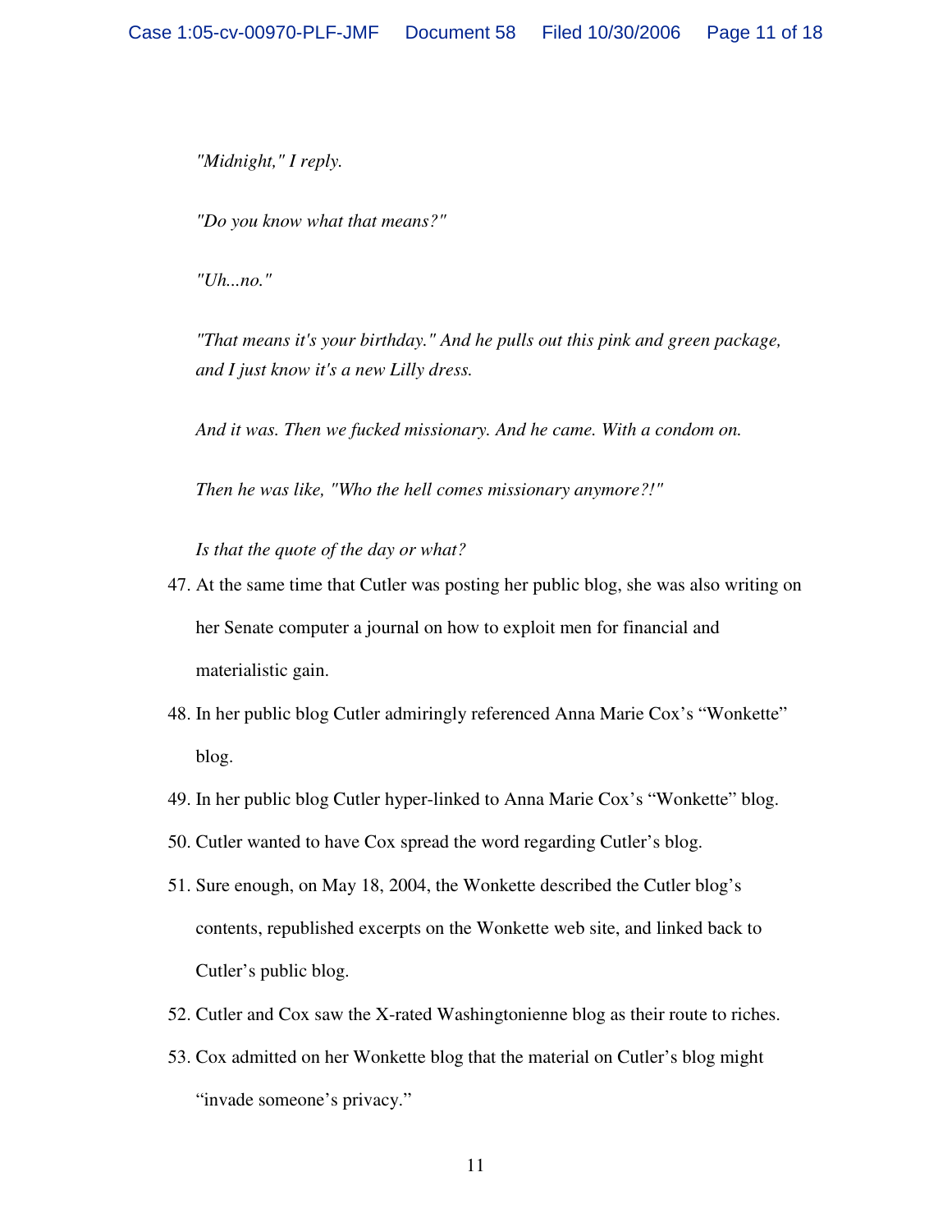*"Midnight," I reply.*

*"Do you know what that means?"*

*"Uh...no."*

*"That means it's your birthday." And he pulls out this pink and green package, and I just know it's a new Lilly dress.*

*And it was. Then we fucked missionary. And he came. With a condom on.*

*Then he was like, "Who the hell comes missionary anymore?!"*

*Is that the quote of the day or what?*

47. At the same time that Cutler was posting her public blog, she was also writing on her Senate computer a journal on how to exploit men for financial and materialistic gain.
48. In her public blog Cutler admiringly referenced Anna Marie Cox's "Wonkette" blog.
49. In her public blog Cutler hyper-linked to Anna Marie Cox's "Wonkette" blog.
50. Cutler wanted to have Cox spread the word regarding Cutler's blog.
51. Sure enough, on May 18, 2004, the Wonkette described the Cutler blog's contents, republished excerpts on the Wonkette web site, and linked back to Cutler's public blog.
52. Cutler and Cox saw the X-rated Washingtonienne blog as their route to riches.
53. Cox admitted on her Wonkette blog that the material on Cutler's blog might "invade someone's privacy."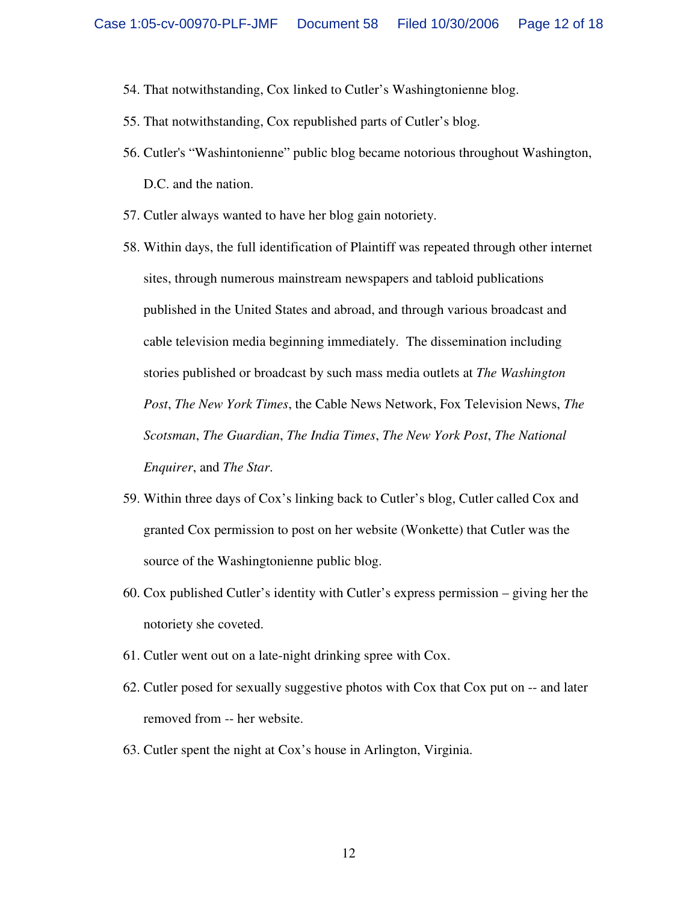54. That notwithstanding, Cox linked to Cutler's Washingtonienne blog.
55. That notwithstanding, Cox republished parts of Cutler's blog.
56. Cutler's "Washintonienne" public blog became notorious throughout Washington, D.C. and the nation.
57. Cutler always wanted to have her blog gain notoriety.
58. Within days, the full identification of Plaintiff was repeated through other internet sites, through numerous mainstream newspapers and tabloid publications published in the United States and abroad, and through various broadcast and cable television media beginning immediately. The dissemination including stories published or broadcast by such mass media outlets at *The Washington Post*, *The New York Times*, the Cable News Network, Fox Television News, *The Scotsman*, *The Guardian*, *The India Times*, *The New York Post*, *The National Enquirer*, and *The Star*.
59. Within three days of Cox's linking back to Cutler's blog, Cutler called Cox and granted Cox permission to post on her website (Wonkette) that Cutler was the source of the Washingtonienne public blog.
60. Cox published Cutler's identity with Cutler's express permission – giving her the notoriety she coveted.
61. Cutler went out on a late-night drinking spree with Cox.
62. Cutler posed for sexually suggestive photos with Cox that Cox put on -- and later removed from -- her website.
63. Cutler spent the night at Cox's house in Arlington, Virginia.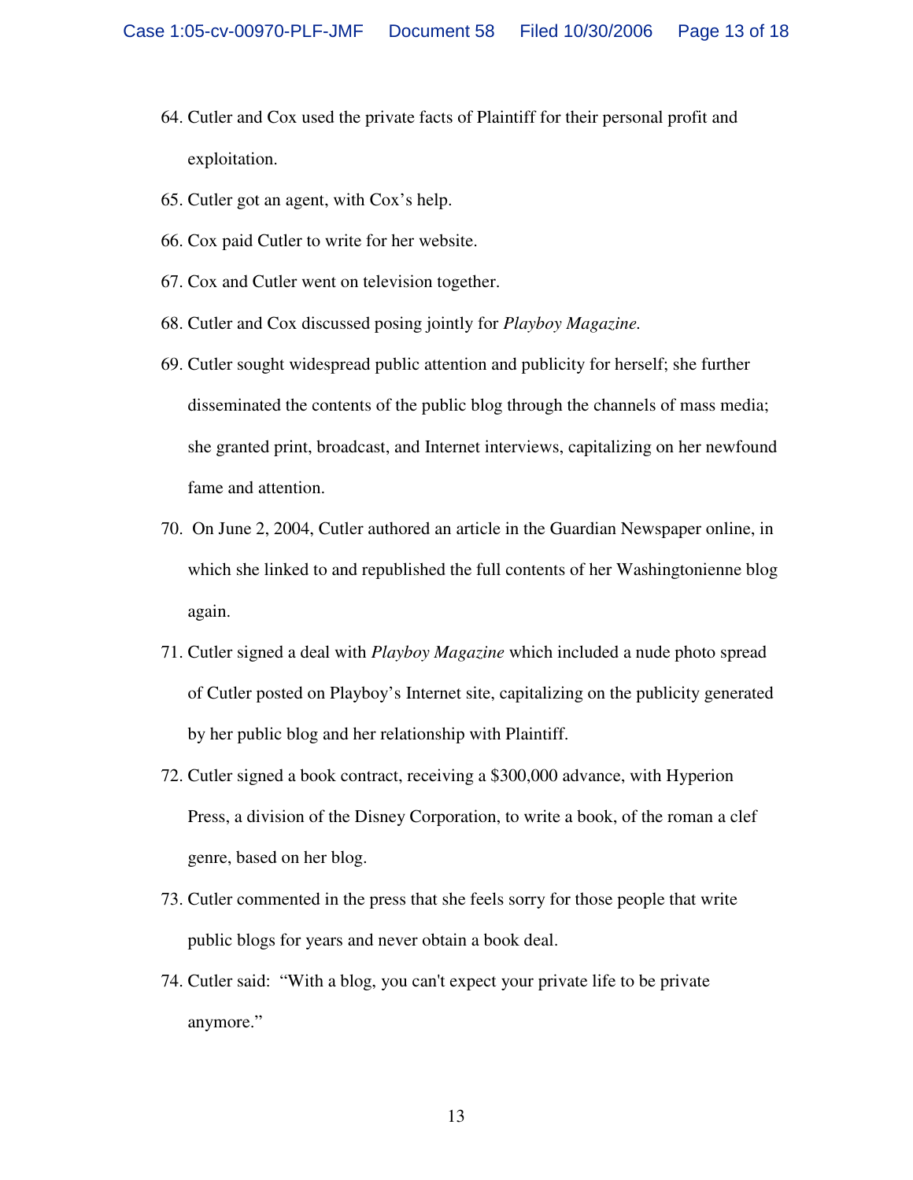64. Cutler and Cox used the private facts of Plaintiff for their personal profit and exploitation.

65. Cutler got an agent, with Cox's help.

66. Cox paid Cutler to write for her website.

67. Cox and Cutler went on television together.

68. Cutler and Cox discussed posing jointly for *Playboy Magazine.*

69. Cutler sought widespread public attention and publicity for herself; she further disseminated the contents of the public blog through the channels of mass media; she granted print, broadcast, and Internet interviews, capitalizing on her newfound fame and attention.

70. On June 2, 2004, Cutler authored an article in the Guardian Newspaper online, in which she linked to and republished the full contents of her Washingtonienne blog again.

71. Cutler signed a deal with *Playboy Magazine* which included a nude photo spread of Cutler posted on Playboy's Internet site, capitalizing on the publicity generated by her public blog and her relationship with Plaintiff.

72. Cutler signed a book contract, receiving a $300,000 advance, with Hyperion Press, a division of the Disney Corporation, to write a book, of the roman a clef genre, based on her blog.

73. Cutler commented in the press that she feels sorry for those people that write public blogs for years and never obtain a book deal.

74. Cutler said: "With a blog, you can't expect your private life to be private anymore."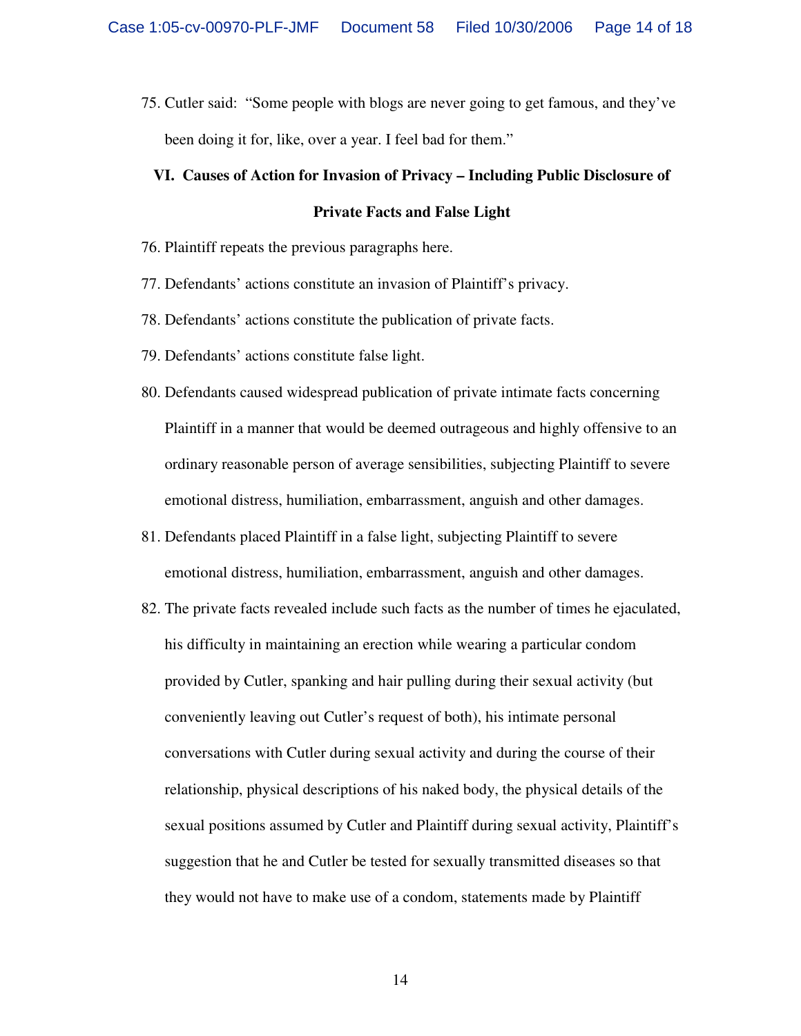75. Cutler said: "Some people with blogs are never going to get famous, and they've been doing it for, like, over a year. I feel bad for them."

## VI. Causes of Action for Invasion of Privacy – Including Public Disclosure of Private Facts and False Light

76. Plaintiff repeats the previous paragraphs here.
77. Defendants' actions constitute an invasion of Plaintiff's privacy.
78. Defendants' actions constitute the publication of private facts.
79. Defendants' actions constitute false light.
80. Defendants caused widespread publication of private intimate facts concerning Plaintiff in a manner that would be deemed outrageous and highly offensive to an ordinary reasonable person of average sensibilities, subjecting Plaintiff to severe emotional distress, humiliation, embarrassment, anguish and other damages.
81. Defendants placed Plaintiff in a false light, subjecting Plaintiff to severe emotional distress, humiliation, embarrassment, anguish and other damages.
82. The private facts revealed include such facts as the number of times he ejaculated, his difficulty in maintaining an erection while wearing a particular condom provided by Cutler, spanking and hair pulling during their sexual activity (but conveniently leaving out Cutler's request of both), his intimate personal conversations with Cutler during sexual activity and during the course of their relationship, physical descriptions of his naked body, the physical details of the sexual positions assumed by Cutler and Plaintiff during sexual activity, Plaintiff's suggestion that he and Cutler be tested for sexually transmitted diseases so that they would not have to make use of a condom, statements made by Plaintiff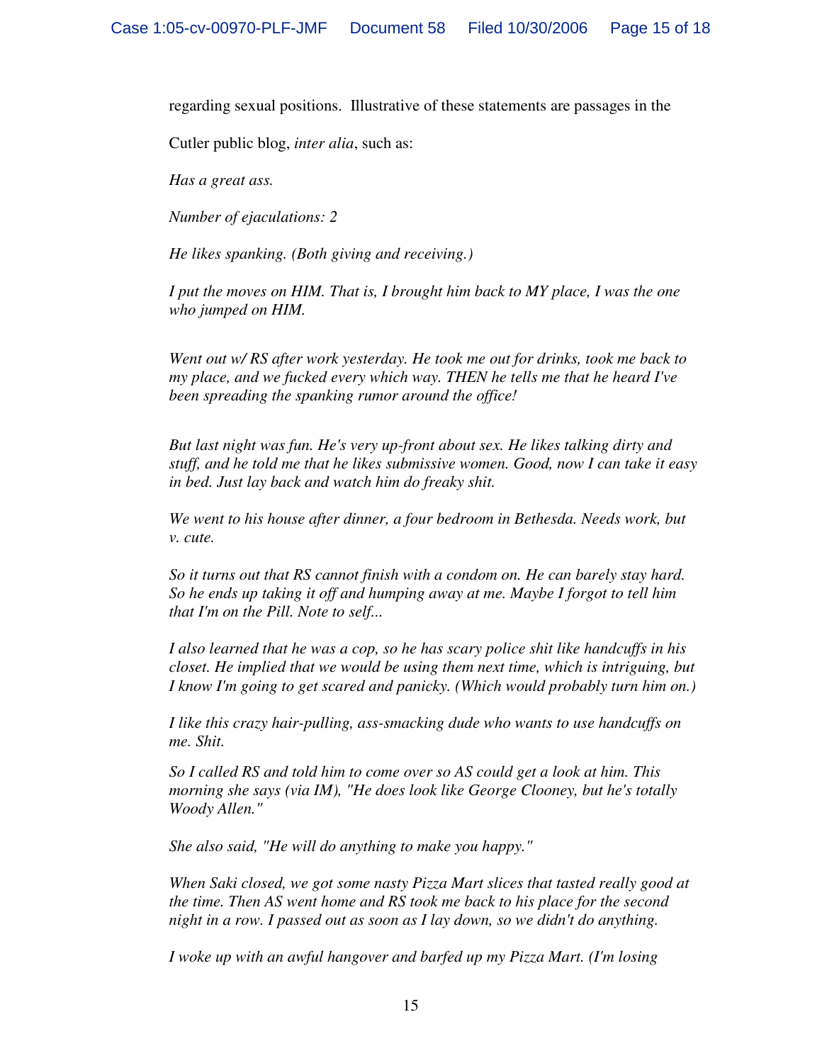regarding sexual positions. Illustrative of these statements are passages in the Cutler public blog, *inter alia*, such as:

*Has a great ass.*

*Number of ejaculations: 2*

*He likes spanking. (Both giving and receiving.)*

*I put the moves on HIM. That is, I brought him back to MY place, I was the one who jumped on HIM.*

*Went out w/ RS after work yesterday. He took me out for drinks, took me back to my place, and we fucked every which way. THEN he tells me that he heard I've been spreading the spanking rumor around the office!*

*But last night was fun. He's very up-front about sex. He likes talking dirty and stuff, and he told me that he likes submissive women. Good, now I can take it easy in bed. Just lay back and watch him do freaky shit.*

*We went to his house after dinner, a four bedroom in Bethesda. Needs work, but v. cute.*

*So it turns out that RS cannot finish with a condom on. He can barely stay hard. So he ends up taking it off and humping away at me. Maybe I forgot to tell him that I'm on the Pill. Note to self...*

*I also learned that he was a cop, so he has scary police shit like handcuffs in his closet. He implied that we would be using them next time, which is intriguing, but I know I'm going to get scared and panicky. (Which would probably turn him on.)*

*I like this crazy hair-pulling, ass-smacking dude who wants to use handcuffs on me. Shit.*

*So I called RS and told him to come over so AS could get a look at him. This morning she says (via IM), "He does look like George Clooney, but he's totally Woody Allen."*

*She also said, "He will do anything to make you happy."*

*When Saki closed, we got some nasty Pizza Mart slices that tasted really good at the time. Then AS went home and RS took me back to his place for the second night in a row. I passed out as soon as I lay down, so we didn't do anything.*

*I woke up with an awful hangover and barfed up my Pizza Mart. (I'm losing*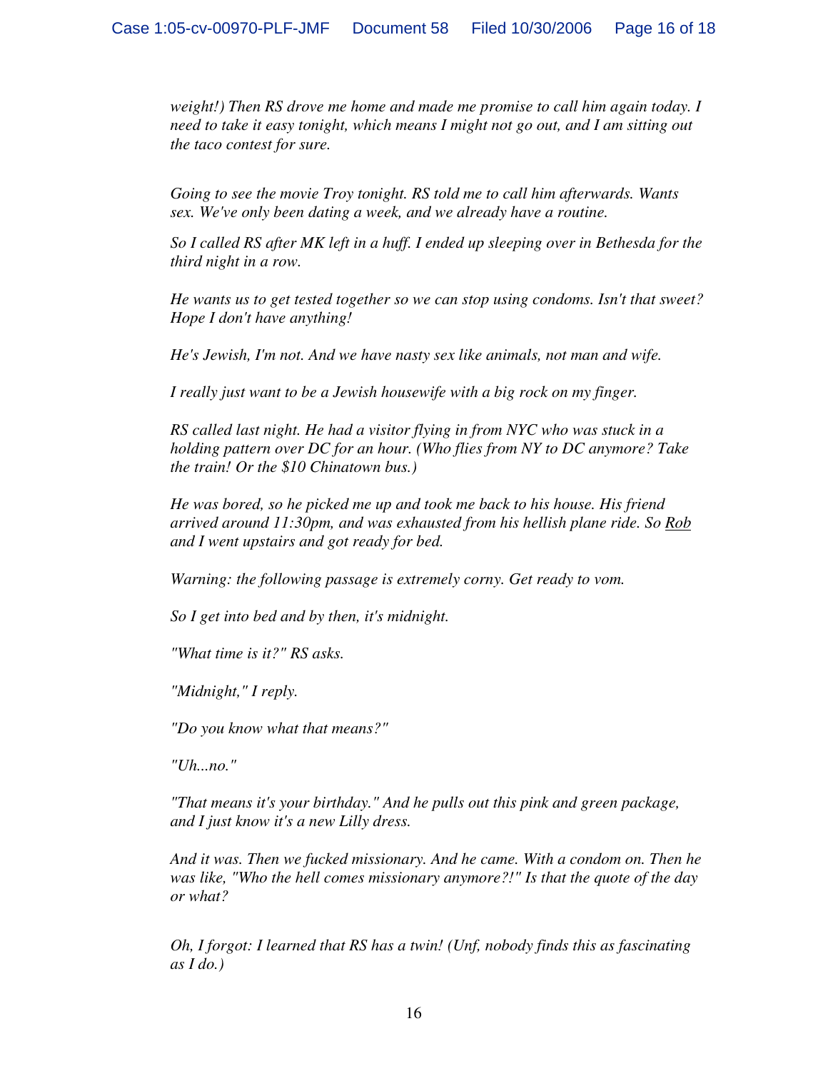*weight!) Then RS drove me home and made me promise to call him again today. I need to take it easy tonight, which means I might not go out, and I am sitting out the taco contest for sure.*

*Going to see the movie Troy tonight. RS told me to call him afterwards. Wants sex. We've only been dating a week, and we already have a routine.*

*So I called RS after MK left in a huff. I ended up sleeping over in Bethesda for the third night in a row.*

*He wants us to get tested together so we can stop using condoms. Isn't that sweet? Hope I don't have anything!*

*He's Jewish, I'm not. And we have nasty sex like animals, not man and wife.*

*I really just want to be a Jewish housewife with a big rock on my finger.*

*RS called last night. He had a visitor flying in from NYC who was stuck in a holding pattern over DC for an hour. (Who flies from NY to DC anymore? Take the train! Or the $10 Chinatown bus.)*

*He was bored, so he picked me up and took me back to his house. His friend arrived around 11:30pm, and was exhausted from his hellish plane ride. So <u>Rob</u> and I went upstairs and got ready for bed.*

*Warning: the following passage is extremely corny. Get ready to vom.*

*So I get into bed and by then, it's midnight.*

*"What time is it?" RS asks.*

*"Midnight," I reply.*

*"Do you know what that means?"*

*"Uh...no."*

*"That means it's your birthday." And he pulls out this pink and green package, and I just know it's a new Lilly dress.*

*And it was. Then we fucked missionary. And he came. With a condom on. Then he was like, "Who the hell comes missionary anymore?!" Is that the quote of the day or what?*

*Oh, I forgot: I learned that RS has a twin! (Unf, nobody finds this as fascinating as I do.)*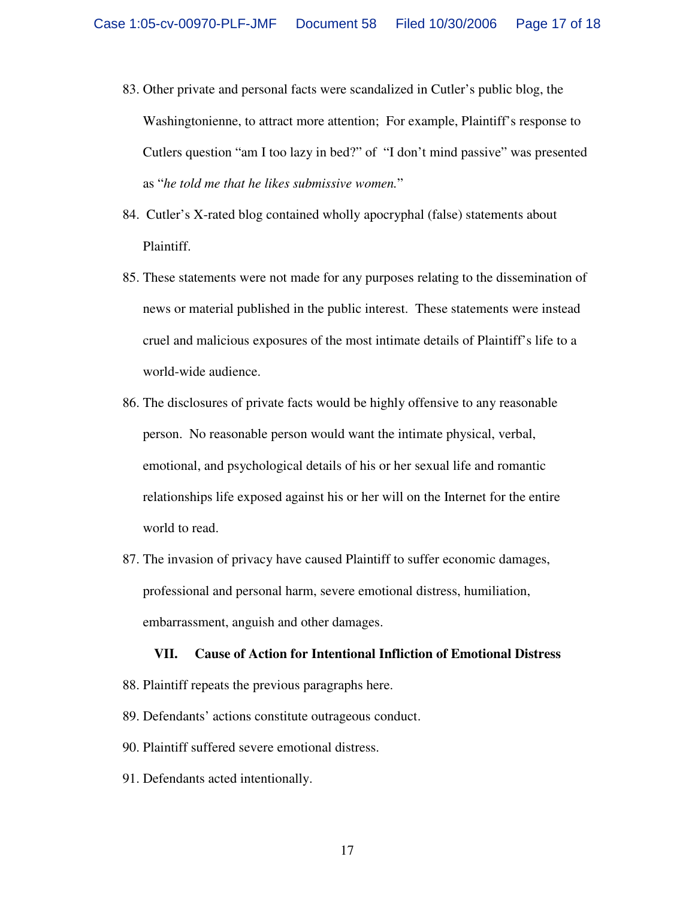83. Other private and personal facts were scandalized in Cutler's public blog, the Washingtonienne, to attract more attention; For example, Plaintiff's response to Cutlers question "am I too lazy in bed?" of "I don't mind passive" was presented as "*he told me that he likes submissive women.*"

84. Cutler's X-rated blog contained wholly apocryphal (false) statements about Plaintiff.

85. These statements were not made for any purposes relating to the dissemination of news or material published in the public interest. These statements were instead cruel and malicious exposures of the most intimate details of Plaintiff's life to a world-wide audience.

86. The disclosures of private facts would be highly offensive to any reasonable person. No reasonable person would want the intimate physical, verbal, emotional, and psychological details of his or her sexual life and romantic relationships life exposed against his or her will on the Internet for the entire world to read.

87. The invasion of privacy have caused Plaintiff to suffer economic damages, professional and personal harm, severe emotional distress, humiliation, embarrassment, anguish and other damages.

### VII. Cause of Action for Intentional Infliction of Emotional Distress

88. Plaintiff repeats the previous paragraphs here.

89. Defendants' actions constitute outrageous conduct.

90. Plaintiff suffered severe emotional distress.

91. Defendants acted intentionally.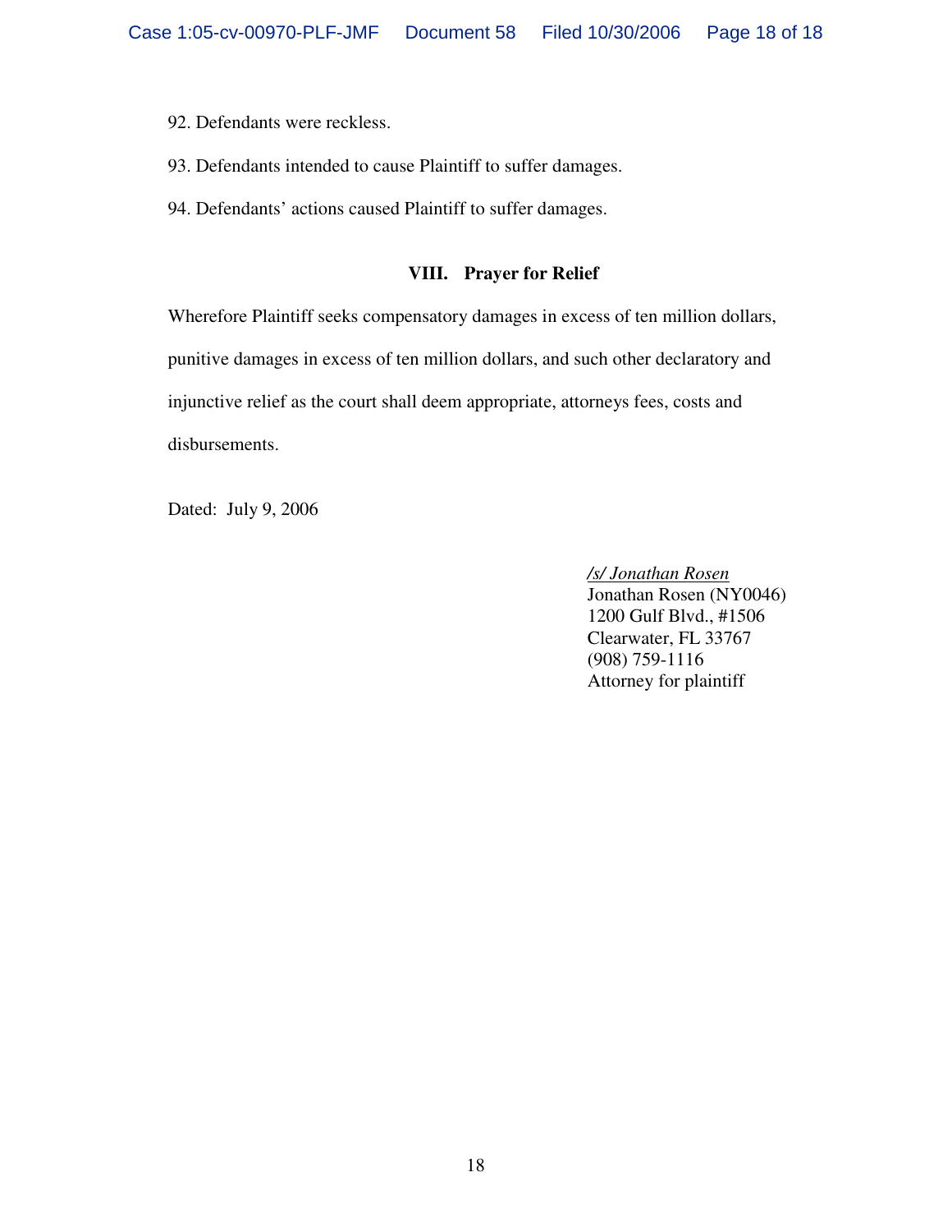92. Defendants were reckless.

93. Defendants intended to cause Plaintiff to suffer damages.

94. Defendants' actions caused Plaintiff to suffer damages.

## VIII. Prayer for Relief

Wherefore Plaintiff seeks compensatory damages in excess of ten million dollars, punitive damages in excess of ten million dollars, and such other declaratory and injunctive relief as the court shall deem appropriate, attorneys fees, costs and disbursements.

Dated: July 9, 2006

*/s/ Jonathan Rosen*
Jonathan Rosen (NY0046)
1200 Gulf Blvd., #1506
Clearwater, FL 33767
(908) 759-1116
Attorney for plaintiff